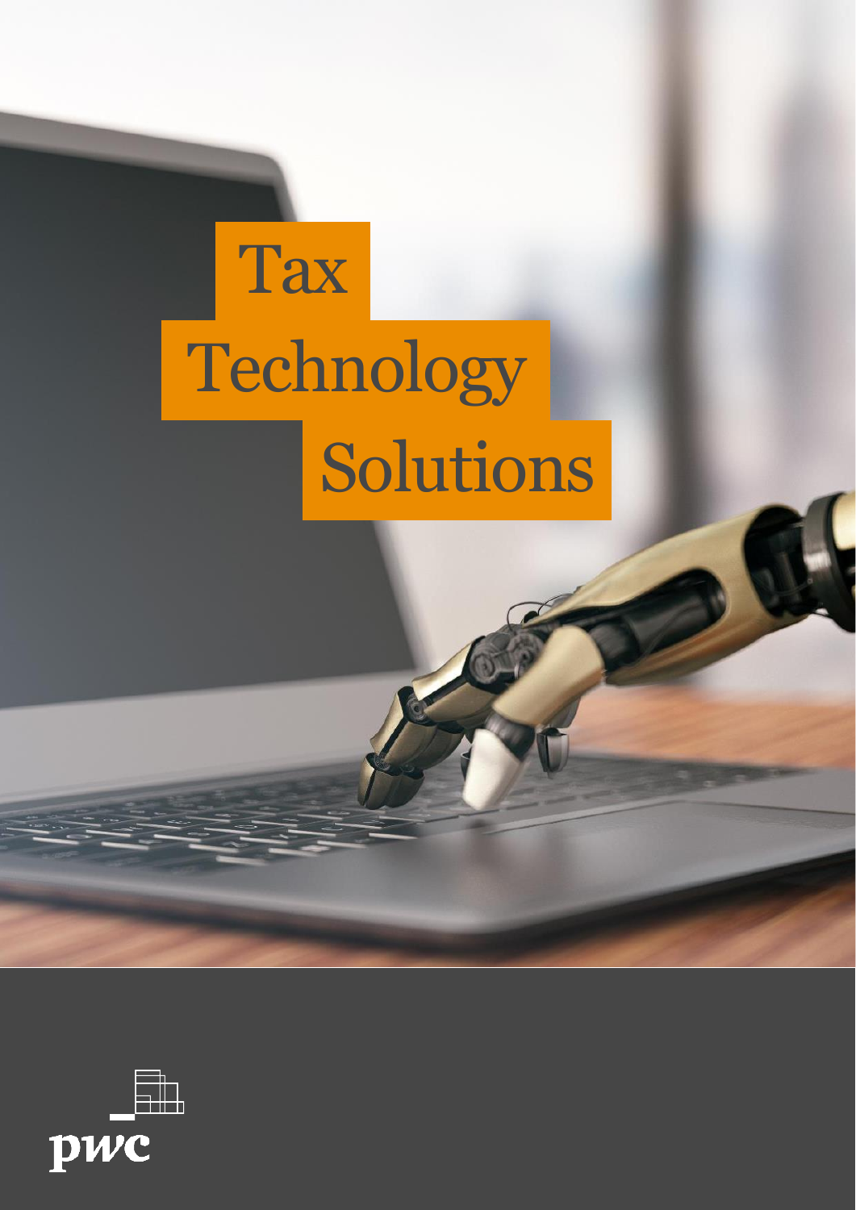# Tax Technology Solutions

pwc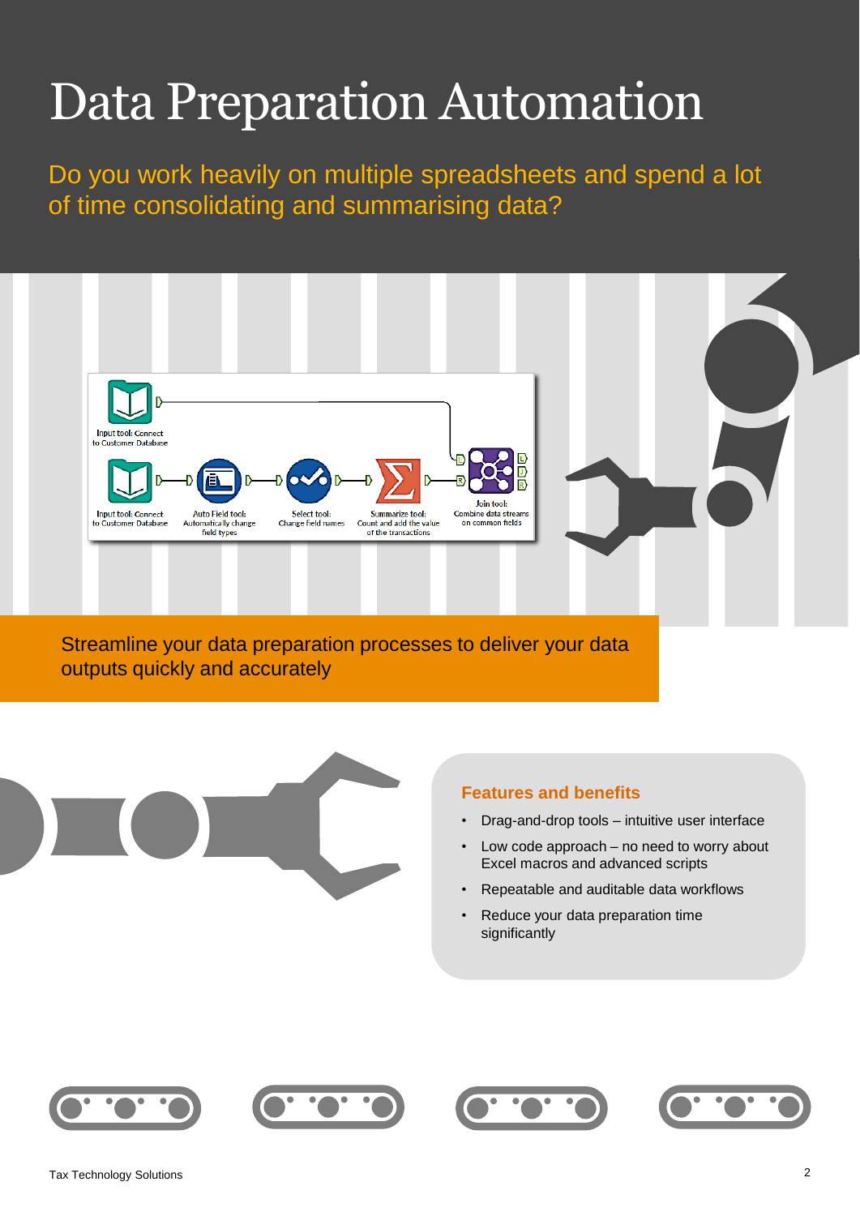# Data Preparation Automation

Do you work heavily on multiple spreadsheets and spend a lot of time consolidating and summarising data?

Input tool: Connect to Customer Database

Input tool: Connect to Customer Database

Auto Field tool: Automatically change field types

Select tool: Change field names

Summarize tool: Count and add the value of the transactions

Join tool: Combine data streams on common fields

Streamline your data preparation processes to deliver your data outputs quickly and accurately

## Features and benefits

- Drag-and-drop tools – intuitive user interface
- Low code approach – no need to worry about Excel macros and advanced scripts
- Repeatable and auditable data workflows
- Reduce your data preparation time significantly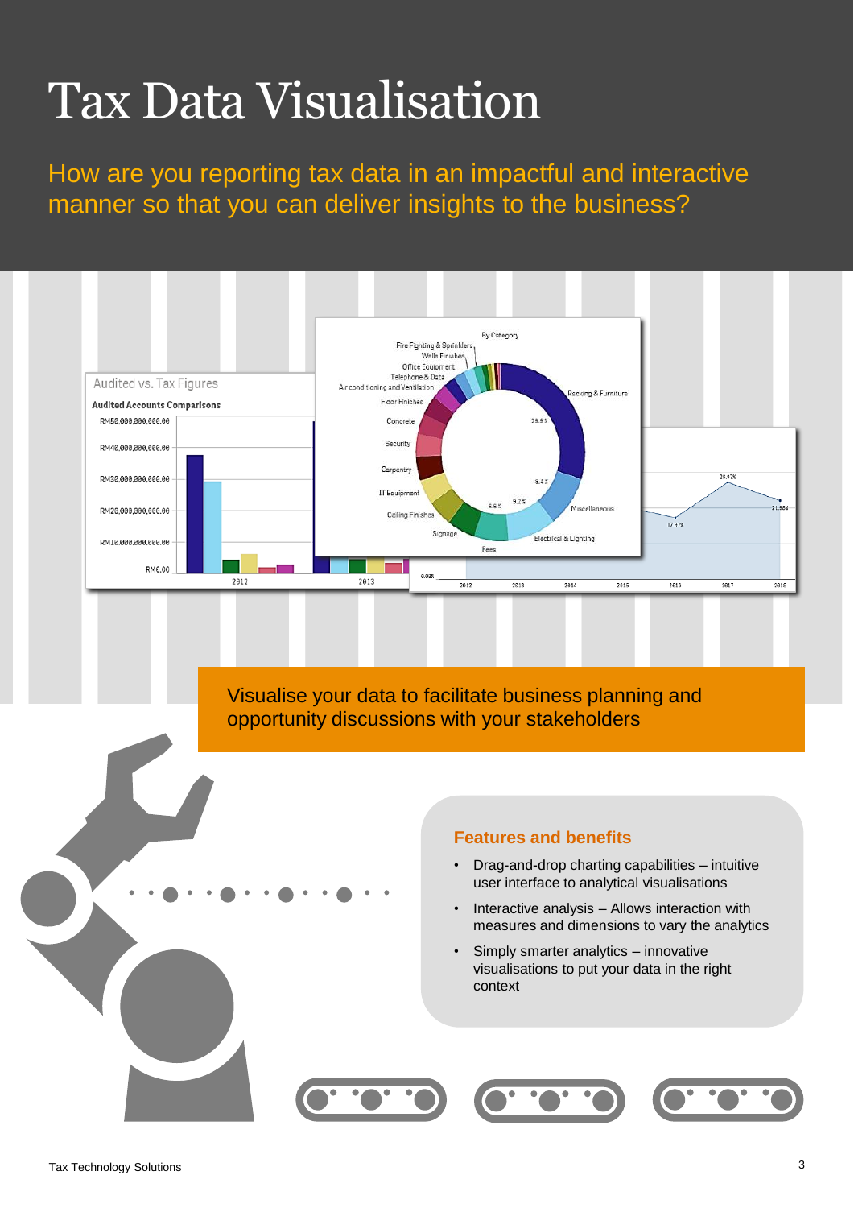# Tax Data Visualisation

How are you reporting tax data in an impactful and interactive manner so that you can deliver insights to the business?

Visualise your data to facilitate business planning and opportunity discussions with your stakeholders

## Features and benefits

- Drag-and-drop charting capabilities – intuitive user interface to analytical visualisations
- Interactive analysis – Allows interaction with measures and dimensions to vary the analytics
- Simply smarter analytics – innovative visualisations to put your data in the right context

Tax Technology Solutions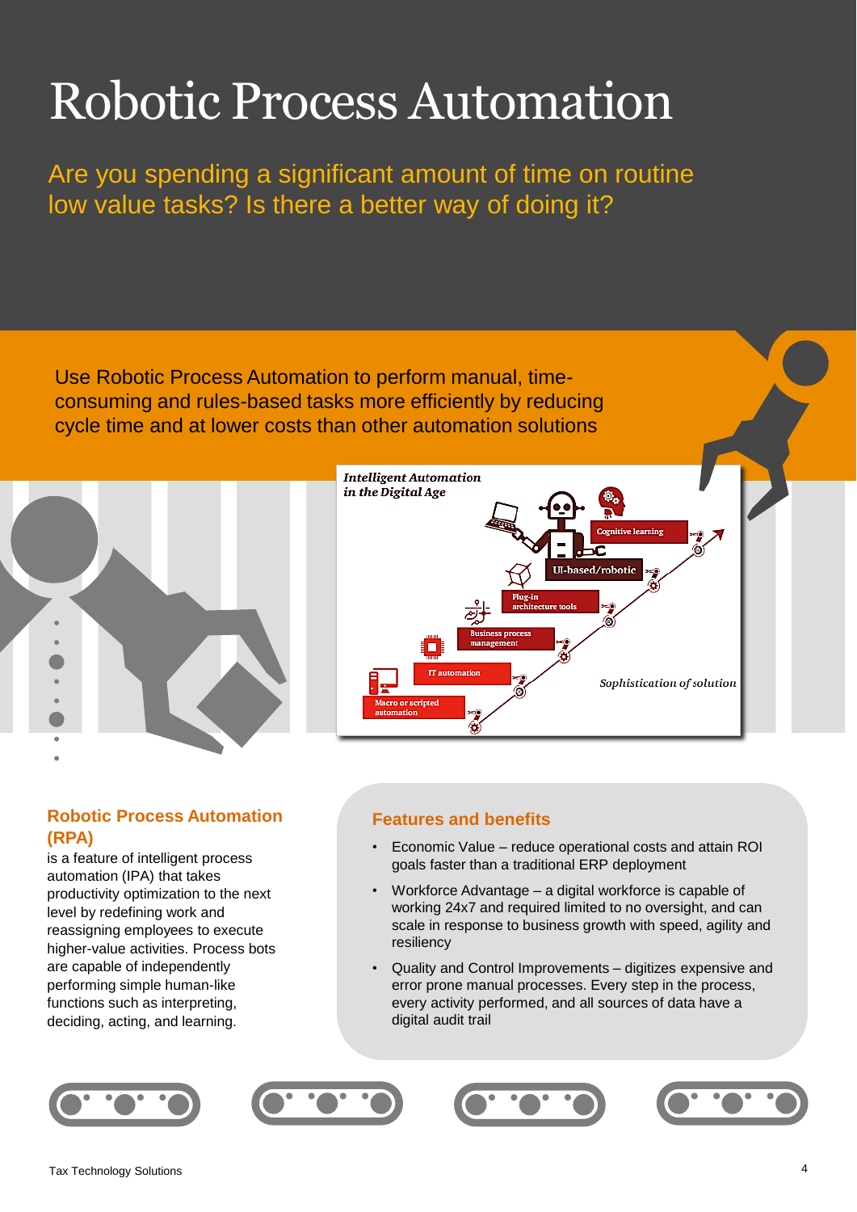# Robotic Process Automation

Are you spending a significant amount of time on routine low value tasks? Is there a better way of doing it?

Use Robotic Process Automation to perform manual, time-consuming and rules-based tasks more efficiently by reducing cycle time and at lower costs than other automation solutions

*Intelligent Automation in the Digital Age*

- Cognitive learning
- UI-based/robotic
- Plug-in architecture tools
- Business process management
- IT automation
- Macro or scripted automation

*Sophistication of solution*

### Robotic Process Automation (RPA)

is a feature of intelligent process automation (IPA) that takes productivity optimization to the next level by redefining work and reassigning employees to execute higher-value activities. Process bots are capable of independently performing simple human-like functions such as interpreting, deciding, acting, and learning.

### Features and benefits

- Economic Value – reduce operational costs and attain ROI goals faster than a traditional ERP deployment
- Workforce Advantage – a digital workforce is capable of working 24x7 and required limited to no oversight, and can scale in response to business growth with speed, agility and resiliency
- Quality and Control Improvements – digitizes expensive and error prone manual processes. Every step in the process, every activity performed, and all sources of data have a digital audit trail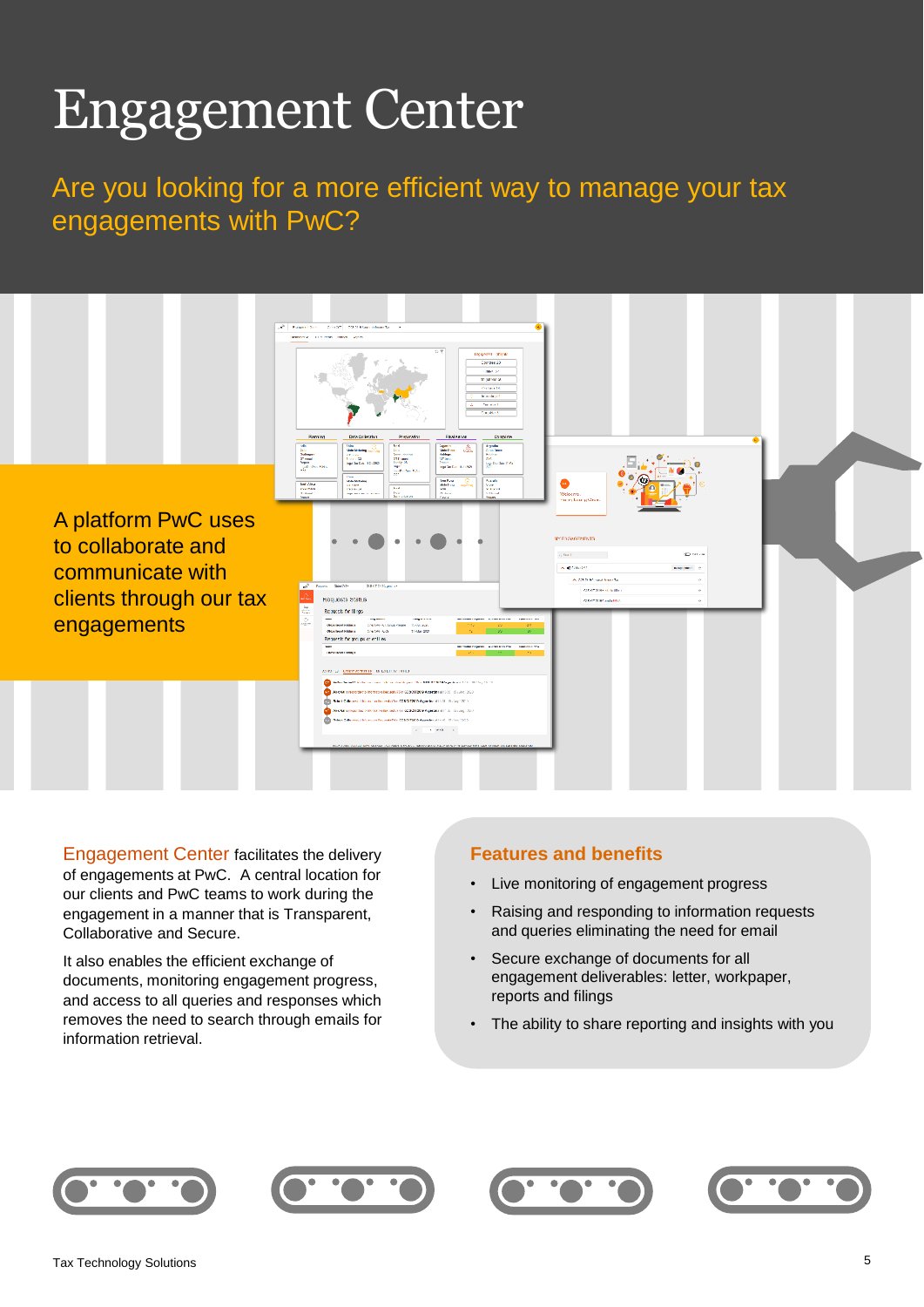# Engagement Center

## Are you looking for a more efficient way to manage your tax engagements with PwC?

A platform PwC uses to collaborate and communicate with clients through our tax engagements

Engagement Center facilitates the delivery of engagements at PwC. A central location for our clients and PwC teams to work during the engagement in a manner that is Transparent, Collaborative and Secure.

It also enables the efficient exchange of documents, monitoring engagement progress, and access to all queries and responses which removes the need to search through emails for information retrieval.

### Features and benefits

- Live monitoring of engagement progress
- Raising and responding to information requests and queries eliminating the need for email
- Secure exchange of documents for all engagement deliverables: letter, workpaper, reports and filings
- The ability to share reporting and insights with you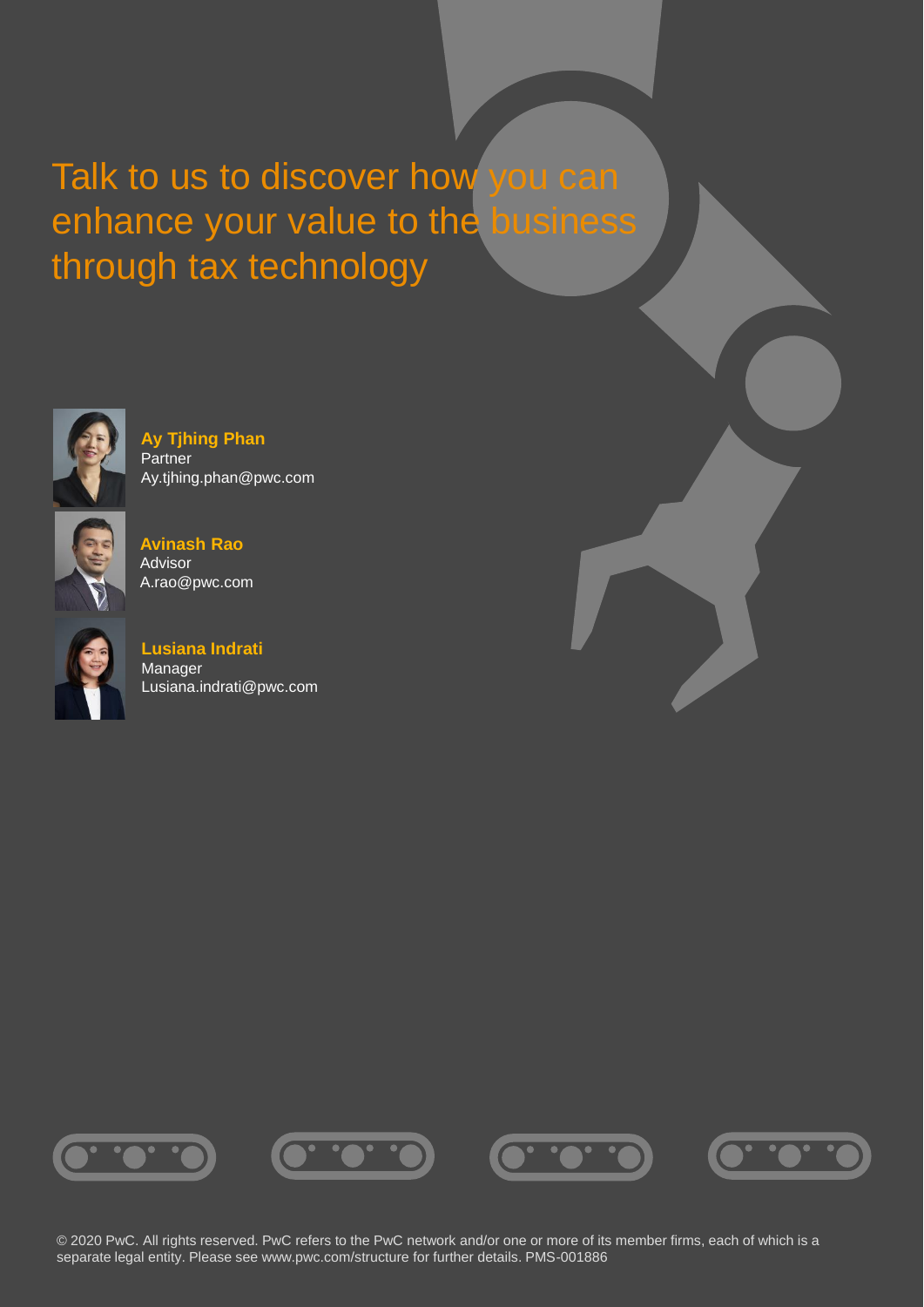# Talk to us to discover how you can enhance your value to the business through tax technology

**Ay Tjhing Phan**
Partner
Ay.tjhing.phan@pwc.com

**Avinash Rao**
Advisor
A.rao@pwc.com

**Lusiana Indrati**
Manager
Lusiana.indrati@pwc.com

© 2020 PwC. All rights reserved. PwC refers to the PwC network and/or one or more of its member firms, each of which is a separate legal entity. Please see www.pwc.com/structure for further details. PMS-001886